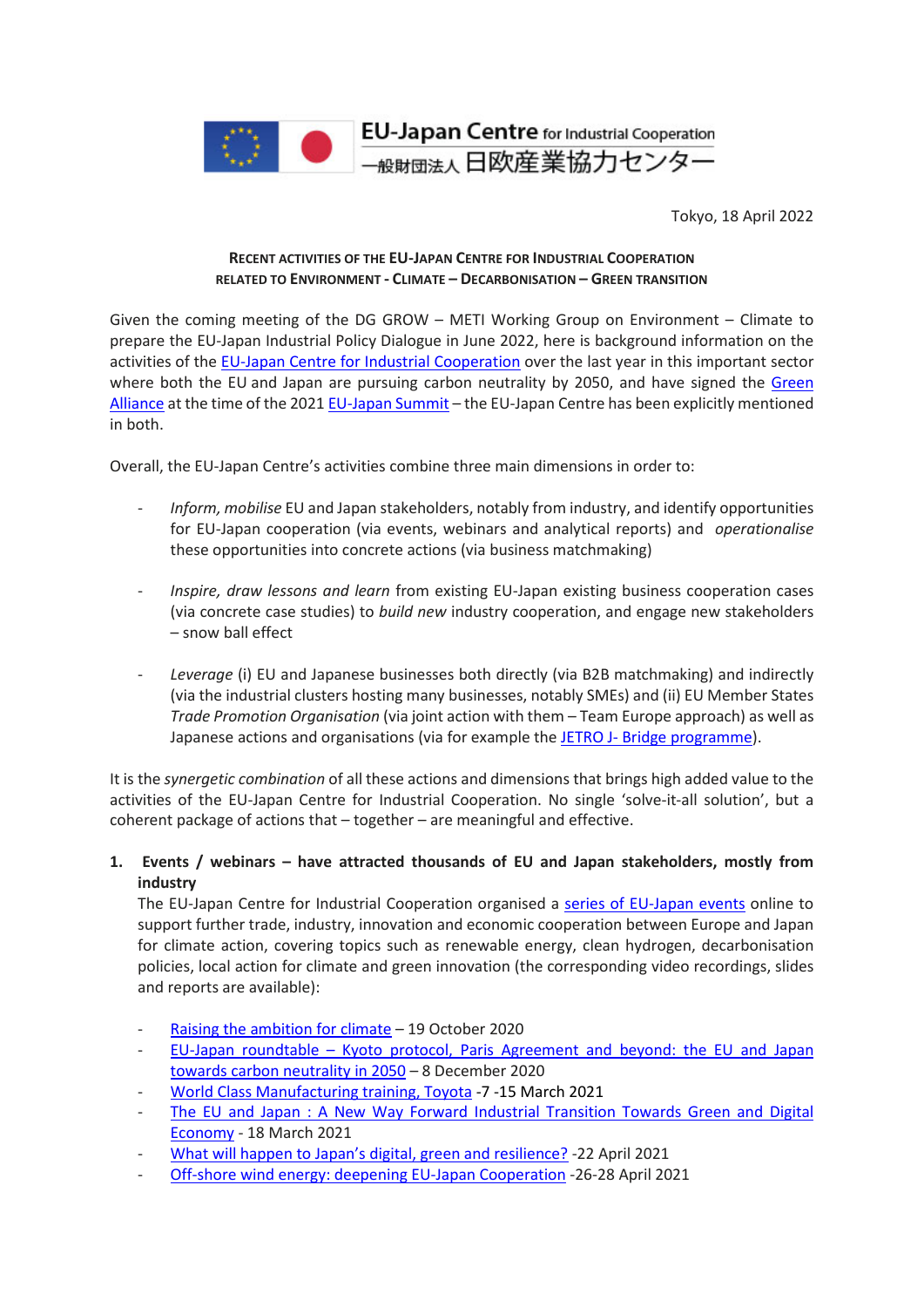EU-Japan Centre for Industrial Cooperation
一般財団法人 日欧産業協力センター

Tokyo, 18 April 2022

**RECENT ACTIVITIES OF THE EU-JAPAN CENTRE FOR INDUSTRIAL COOPERATION RELATED TO ENVIRONMENT - CLIMATE – DECARBONISATION – GREEN TRANSITION**

Given the coming meeting of the DG GROW – METI Working Group on Environment – Climate to prepare the EU-Japan Industrial Policy Dialogue in June 2022, here is background information on the activities of the EU-Japan Centre for Industrial Cooperation over the last year in this important sector where both the EU and Japan are pursuing carbon neutrality by 2050, and have signed the Green Alliance at the time of the 2021 EU-Japan Summit – the EU-Japan Centre has been explicitly mentioned in both.

Overall, the EU-Japan Centre's activities combine three main dimensions in order to:

- *Inform, mobilise* EU and Japan stakeholders, notably from industry, and identify opportunities for EU-Japan cooperation (via events, webinars and analytical reports) and *operationalise* these opportunities into concrete actions (via business matchmaking)
- *Inspire, draw lessons and learn* from existing EU-Japan existing business cooperation cases (via concrete case studies) to *build new* industry cooperation, and engage new stakeholders – snow ball effect
- *Leverage* (i) EU and Japanese businesses both directly (via B2B matchmaking) and indirectly (via the industrial clusters hosting many businesses, notably SMEs) and (ii) EU Member States *Trade Promotion Organisation* (via joint action with them – Team Europe approach) as well as Japanese actions and organisations (via for example the JETRO J- Bridge programme).

It is the *synergetic combination* of all these actions and dimensions that brings high added value to the activities of the EU-Japan Centre for Industrial Cooperation. No single 'solve-it-all solution', but a coherent package of actions that – together – are meaningful and effective.

1. **Events / webinars – have attracted thousands of EU and Japan stakeholders, mostly from industry**

   The EU-Japan Centre for Industrial Cooperation organised a series of EU-Japan events online to support further trade, industry, innovation and economic cooperation between Europe and Japan for climate action, covering topics such as renewable energy, clean hydrogen, decarbonisation policies, local action for climate and green innovation (the corresponding video recordings, slides and reports are available):

   - Raising the ambition for climate – 19 October 2020
   - EU-Japan roundtable – Kyoto protocol, Paris Agreement and beyond: the EU and Japan towards carbon neutrality in 2050 – 8 December 2020
   - World Class Manufacturing training, Toyota -7 -15 March 2021
   - The EU and Japan : A New Way Forward Industrial Transition Towards Green and Digital Economy - 18 March 2021
   - What will happen to Japan's digital, green and resilience? -22 April 2021
   - Off-shore wind energy: deepening EU-Japan Cooperation -26-28 April 2021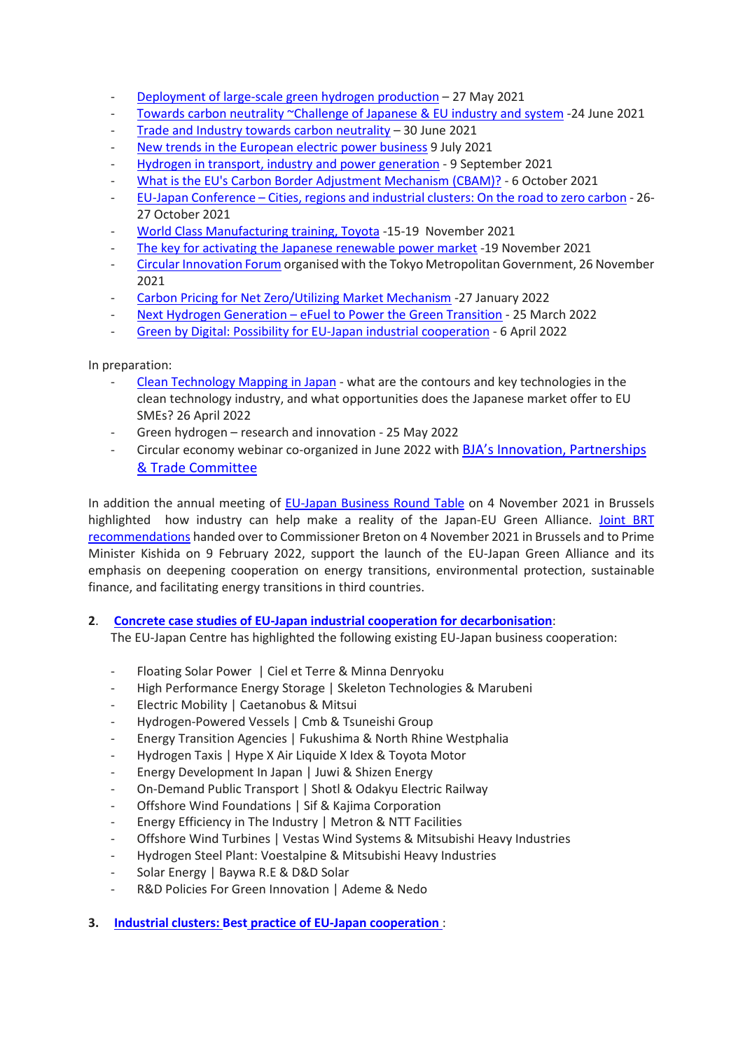- Deployment of large-scale green hydrogen production – 27 May 2021
- Towards carbon neutrality ~Challenge of Japanese & EU industry and system -24 June 2021
- Trade and Industry towards carbon neutrality – 30 June 2021
- New trends in the European electric power business 9 July 2021
- Hydrogen in transport, industry and power generation - 9 September 2021
- What is the EU's Carbon Border Adjustment Mechanism (CBAM)? - 6 October 2021
- EU-Japan Conference – Cities, regions and industrial clusters: On the road to zero carbon - 26-27 October 2021
- World Class Manufacturing training, Toyota -15-19 November 2021
- The key for activating the Japanese renewable power market -19 November 2021
- Circular Innovation Forum organised with the Tokyo Metropolitan Government, 26 November 2021
- Carbon Pricing for Net Zero/Utilizing Market Mechanism -27 January 2022
- Next Hydrogen Generation – eFuel to Power the Green Transition - 25 March 2022
- Green by Digital: Possibility for EU-Japan industrial cooperation - 6 April 2022

In preparation:

- Clean Technology Mapping in Japan - what are the contours and key technologies in the clean technology industry, and what opportunities does the Japanese market offer to EU SMEs? 26 April 2022
- Green hydrogen – research and innovation - 25 May 2022
- Circular economy webinar co-organized in June 2022 with BJA's Innovation, Partnerships & Trade Committee

In addition the annual meeting of EU-Japan Business Round Table on 4 November 2021 in Brussels highlighted how industry can help make a reality of the Japan-EU Green Alliance. Joint BRT recommendations handed over to Commissioner Breton on 4 November 2021 in Brussels and to Prime Minister Kishida on 9 February 2022, support the launch of the EU-Japan Green Alliance and its emphasis on deepening cooperation on energy transitions, environmental protection, sustainable finance, and facilitating energy transitions in third countries.

2. **Concrete case studies of EU-Japan industrial cooperation for decarbonisation**:
   The EU-Japan Centre has highlighted the following existing EU-Japan business cooperation:

- Floating Solar Power | Ciel et Terre & Minna Denryoku
- High Performance Energy Storage | Skeleton Technologies & Marubeni
- Electric Mobility | Caetanobus & Mitsui
- Hydrogen-Powered Vessels | Cmb & Tsuneishi Group
- Energy Transition Agencies | Fukushima & North Rhine Westphalia
- Hydrogen Taxis | Hype X Air Liquide X Idex & Toyota Motor
- Energy Development In Japan | Juwi & Shizen Energy
- On-Demand Public Transport | Shotl & Odakyu Electric Railway
- Offshore Wind Foundations | Sif & Kajima Corporation
- Energy Efficiency in The Industry | Metron & NTT Facilities
- Offshore Wind Turbines | Vestas Wind Systems & Mitsubishi Heavy Industries
- Hydrogen Steel Plant: Voestalpine & Mitsubishi Heavy Industries
- Solar Energy | Baywa R.E & D&D Solar
- R&D Policies For Green Innovation | Ademe & Nedo

3. **Industrial clusters: Best practice of EU-Japan cooperation** :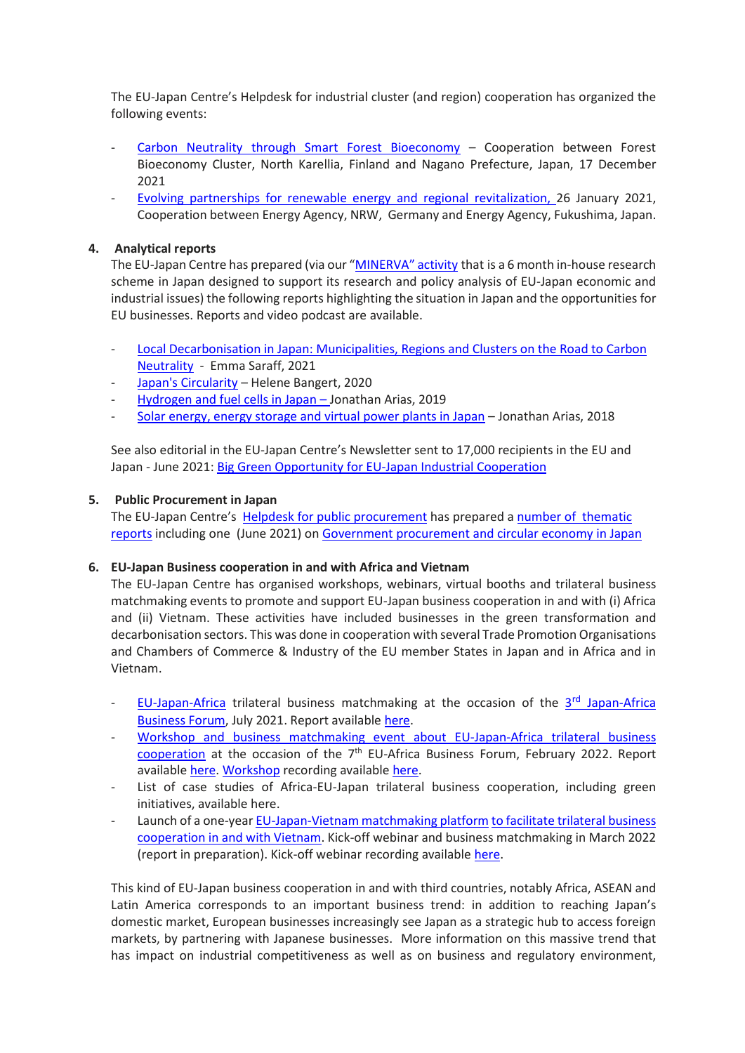The EU-Japan Centre's Helpdesk for industrial cluster (and region) cooperation has organized the following events:

- Carbon Neutrality through Smart Forest Bioeconomy – Cooperation between Forest Bioeconomy Cluster, North Karellia, Finland and Nagano Prefecture, Japan, 17 December 2021
- Evolving partnerships for renewable energy and regional revitalization, 26 January 2021, Cooperation between Energy Agency, NRW, Germany and Energy Agency, Fukushima, Japan.

## 4. Analytical reports

The EU-Japan Centre has prepared (via our "MINERVA" activity that is a 6 month in-house research scheme in Japan designed to support its research and policy analysis of EU-Japan economic and industrial issues) the following reports highlighting the situation in Japan and the opportunities for EU businesses. Reports and video podcast are available.

- Local Decarbonisation in Japan: Municipalities, Regions and Clusters on the Road to Carbon Neutrality - Emma Saraff, 2021
- Japan's Circularity – Helene Bangert, 2020
- Hydrogen and fuel cells in Japan – Jonathan Arias, 2019
- Solar energy, energy storage and virtual power plants in Japan – Jonathan Arias, 2018

See also editorial in the EU-Japan Centre's Newsletter sent to 17,000 recipients in the EU and Japan - June 2021: Big Green Opportunity for EU-Japan Industrial Cooperation

## 5. Public Procurement in Japan

The EU-Japan Centre's Helpdesk for public procurement has prepared a number of thematic reports including one (June 2021) on Government procurement and circular economy in Japan

## 6. EU-Japan Business cooperation in and with Africa and Vietnam

The EU-Japan Centre has organised workshops, webinars, virtual booths and trilateral business matchmaking events to promote and support EU-Japan business cooperation in and with (i) Africa and (ii) Vietnam. These activities have included businesses in the green transformation and decarbonisation sectors. This was done in cooperation with several Trade Promotion Organisations and Chambers of Commerce & Industry of the EU member States in Japan and in Africa and in Vietnam.

- EU-Japan-Africa trilateral business matchmaking at the occasion of the 3rd Japan-Africa Business Forum, July 2021. Report available here.
- Workshop and business matchmaking event about EU-Japan-Africa trilateral business cooperation at the occasion of the 7th EU-Africa Business Forum, February 2022. Report available here. Workshop recording available here.
- List of case studies of Africa-EU-Japan trilateral business cooperation, including green initiatives, available here.
- Launch of a one-year EU-Japan-Vietnam matchmaking platform to facilitate trilateral business cooperation in and with Vietnam. Kick-off webinar and business matchmaking in March 2022 (report in preparation). Kick-off webinar recording available here.

This kind of EU-Japan business cooperation in and with third countries, notably Africa, ASEAN and Latin America corresponds to an important business trend: in addition to reaching Japan's domestic market, European businesses increasingly see Japan as a strategic hub to access foreign markets, by partnering with Japanese businesses. More information on this massive trend that has impact on industrial competitiveness as well as on business and regulatory environment,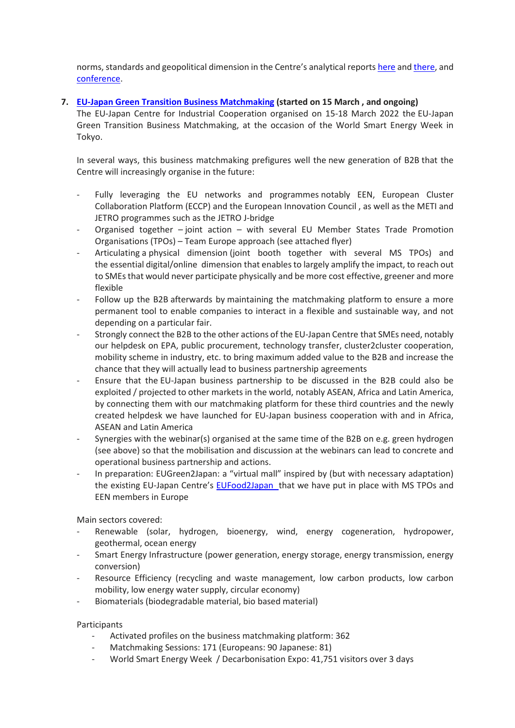norms, standards and geopolitical dimension in the Centre's analytical reports here and there, and conference.

7. **EU-Japan Green Transition Business Matchmaking (started on 15 March , and ongoing)**
   The EU-Japan Centre for Industrial Cooperation organised on 15-18 March 2022 the EU-Japan Green Transition Business Matchmaking, at the occasion of the World Smart Energy Week in Tokyo.

   In several ways, this business matchmaking prefigures well the new generation of B2B that the Centre will increasingly organise in the future:

   - Fully leveraging the EU networks and programmes notably EEN, European Cluster Collaboration Platform (ECCP) and the European Innovation Council , as well as the METI and JETRO programmes such as the JETRO J-bridge
   - Organised together – joint action – with several EU Member States Trade Promotion Organisations (TPOs) – Team Europe approach (see attached flyer)
   - Articulating a physical dimension (joint booth together with several MS TPOs) and the essential digital/online dimension that enables to largely amplify the impact, to reach out to SMEs that would never participate physically and be more cost effective, greener and more flexible
   - Follow up the B2B afterwards by maintaining the matchmaking platform to ensure a more permanent tool to enable companies to interact in a flexible and sustainable way, and not depending on a particular fair.
   - Strongly connect the B2B to the other actions of the EU-Japan Centre that SMEs need, notably our helpdesk on EPA, public procurement, technology transfer, cluster2cluster cooperation, mobility scheme in industry, etc. to bring maximum added value to the B2B and increase the chance that they will actually lead to business partnership agreements
   - Ensure that the EU-Japan business partnership to be discussed in the B2B could also be exploited / projected to other markets in the world, notably ASEAN, Africa and Latin America, by connecting them with our matchmaking platform for these third countries and the newly created helpdesk we have launched for EU-Japan business cooperation with and in Africa, ASEAN and Latin America
   - Synergies with the webinar(s) organised at the same time of the B2B on e.g. green hydrogen (see above) so that the mobilisation and discussion at the webinars can lead to concrete and operational business partnership and actions.
   - In preparation: EUGreen2Japan: a "virtual mall" inspired by (but with necessary adaptation) the existing EU-Japan Centre's EUFood2Japan that we have put in place with MS TPOs and EEN members in Europe

   Main sectors covered:
   - Renewable (solar, hydrogen, bioenergy, wind, energy cogeneration, hydropower, geothermal, ocean energy
   - Smart Energy Infrastructure (power generation, energy storage, energy transmission, energy conversion)
   - Resource Efficiency (recycling and waste management, low carbon products, low carbon mobility, low energy water supply, circular economy)
   - Biomaterials (biodegradable material, bio based material)

   Participants
   - Activated profiles on the business matchmaking platform: 362
   - Matchmaking Sessions: 171 (Europeans: 90 Japanese: 81)
   - World Smart Energy Week / Decarbonisation Expo: 41,751 visitors over 3 days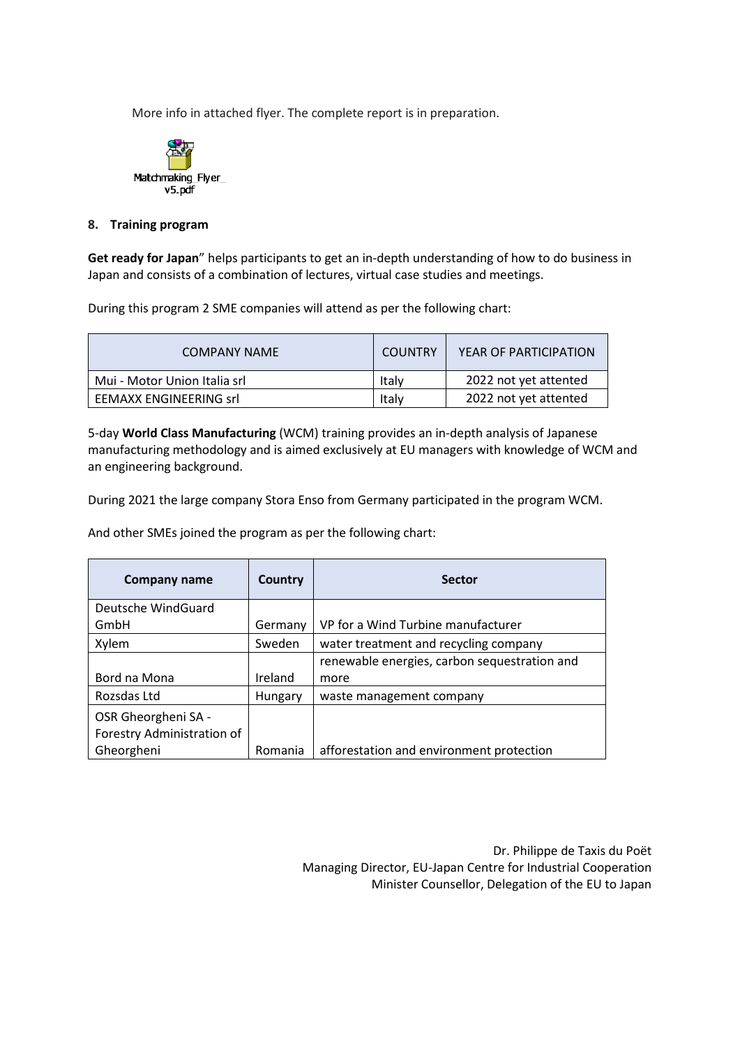More info in attached flyer. The complete report is in preparation.

Matchmaking_Flyer_v5.pdf

## 8. Training program

**Get ready for Japan**" helps participants to get an in-depth understanding of how to do business in Japan and consists of a combination of lectures, virtual case studies and meetings.

During this program 2 SME companies will attend as per the following chart:

| COMPANY NAME | COUNTRY | YEAR OF PARTICIPATION |
|---|---|---|
| Mui - Motor Union Italia srl | Italy | 2022 not yet attented |
| EEMAXX ENGINEERING srl | Italy | 2022 not yet attented |

5-day **World Class Manufacturing** (WCM) training provides an in-depth analysis of Japanese manufacturing methodology and is aimed exclusively at EU managers with knowledge of WCM and an engineering background.

During 2021 the large company Stora Enso from Germany participated in the program WCM.

And other SMEs joined the program as per the following chart:

| Company name | Country | Sector |
|---|---|---|
| Deutsche WindGuard GmbH | Germany | VP for a Wind Turbine manufacturer |
| Xylem | Sweden | water treatment and recycling company |
| Bord na Mona | Ireland | renewable energies, carbon sequestration and more |
| Rozsdas Ltd | Hungary | waste management company |
| OSR Gheorgheni SA - Forestry Administration of Gheorgheni | Romania | afforestation and environment protection |

Dr. Philippe de Taxis du Poët
Managing Director, EU-Japan Centre for Industrial Cooperation
Minister Counsellor, Delegation of the EU to Japan